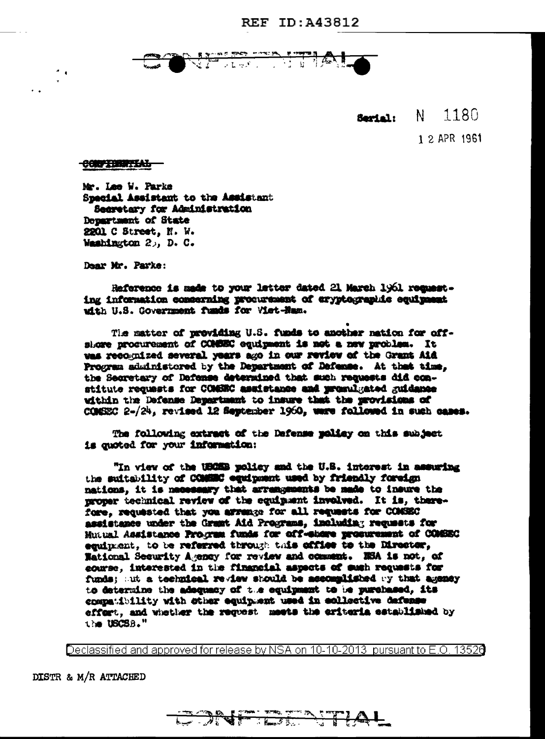REF ID:A43812

CONFIDENTIAL

Serial: N 1180

12 APR 1961

CONFIDENTIAL

Mr. Lee W. Parke
Special Assistant to the Assistant
Secretary for Administration
Department of State
2201 C Street, N. W.
Washington 25, D. C.

Dear Mr. Parke:

Reference is made to your letter dated 21 March 1961 requesting information concerning procurement of cryptographic equipment with U.S. Government funds for Viet-Nam.

The matter of providing U.S. funds to another nation for off-shore procurement of COMSEC equipment is not a new problem. It was recognized several years ago in our review of the Grant Aid Program administered by the Department of Defense. At that time, the Secretary of Defense determined that such requests did constitute requests for COMSEC assistance and promulgated guidance within the Defense Department to insure that the provisions of COMSEC 2-/24, revised 12 September 1960, were followed in such cases.

The following extract of the Defense policy on this subject is quoted for your information:

"In view of the USCSB policy and the U.S. interest in assuring the suitability of COMSEC equipment used by friendly foreign nations, it is necessary that arrangements be made to insure the proper technical review of the equipment involved. It is, therefore, requested that you arrange for all requests for COMSEC assistance under the Grant Aid Programs, including requests for Mutual Assistance Program funds for off-shore procurement of COMSEC equipment, to be referred through this office to the Director, National Security Agency for review and comment. NSA is not, of course, interested in the financial aspects of such requests for funds; but a technical review should be accomplished by that agency to determine the adequacy of the equipment to be purchased, its compatibility with other equipment used in collective defense effort, and whether the request meets the criteria established by the USCSB."

Declassified and approved for release by NSA on 10-10-2013 pursuant to E.O. 13526

DISTR & M/R ATTACHED

CONFIDENTIAL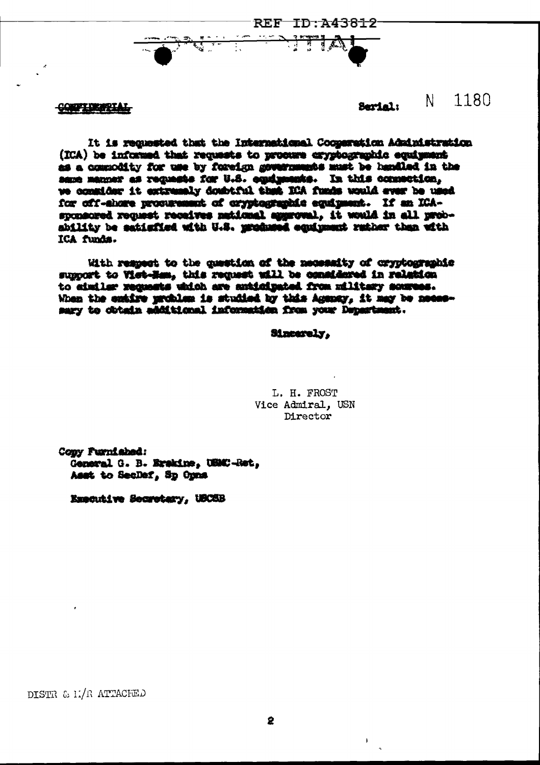REF ID:A43812

CONFIDENTIAL

Serial: N 1180

It is requested that the International Cooperation Administration (ICA) be informed that requests to procure cryptographic equipment as a commodity for use by foreign governments must be handled in the same manner as requests for U.S. equipments. In this connection, we consider it extremely doubtful that ICA funds would ever be used for off-shore procurement of cryptographic equipment. If an ICA-sponsored request receives national approval, it would in all probability be satisfied with U.S. produced equipment rather than with ICA funds.

With respect to the question of the necessity of cryptographic support to Viet-Nam, this request will be considered in relation to similar requests which are anticipated from military sources. When the entire problem is studied by this Agency, it may be necessary to obtain additional information from your Department.

Sincerely,

L. H. FROST
Vice Admiral, USN
Director

Copy Furnished:
General G. B. Erskine, USMC-Ret,
Asst to SecDef, Sp Opns

Executive Secretary, USCSB

DISTR & M/R ATTACHED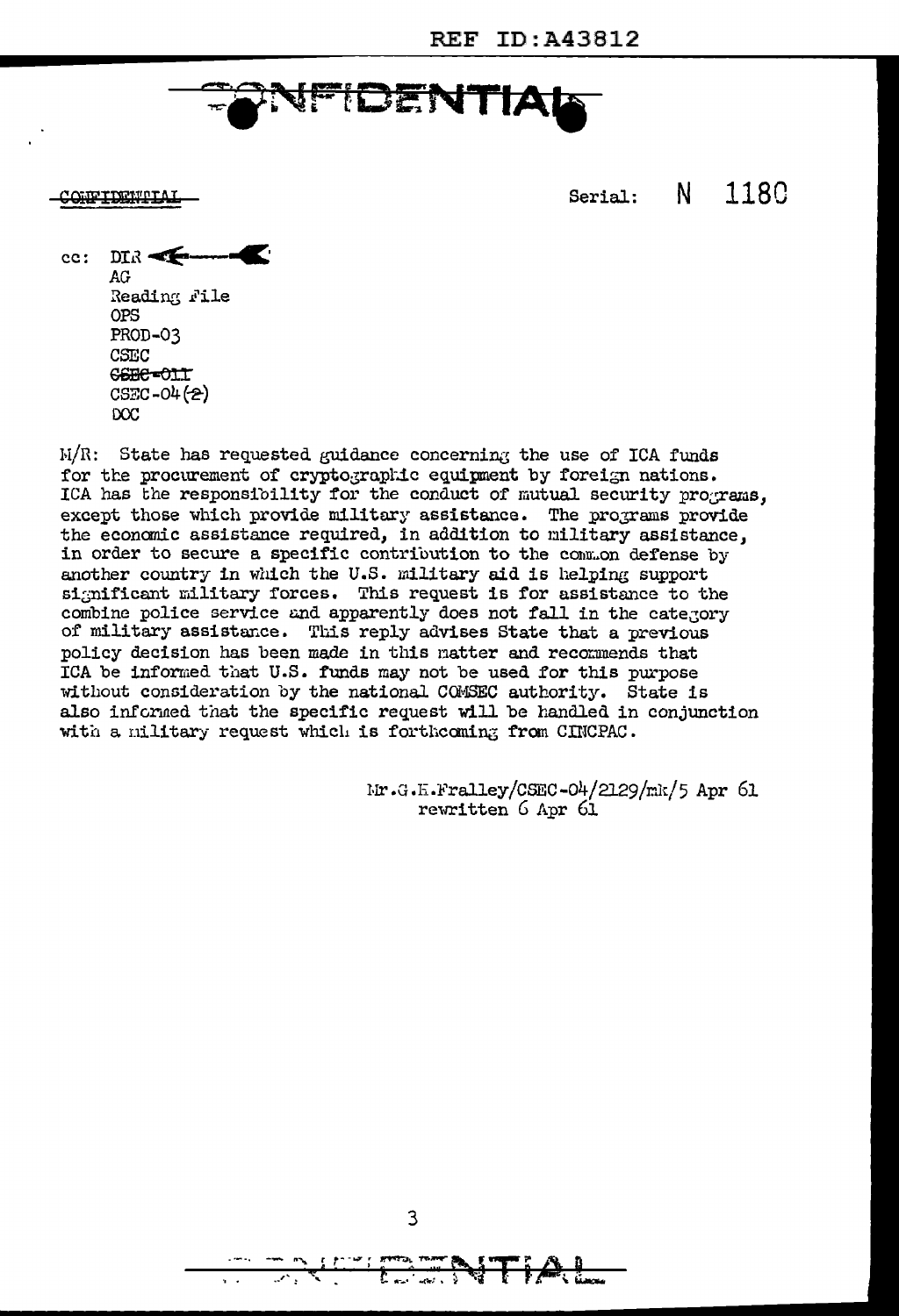**CONFIDENTIAL**

~~CONFIDENTIAL~~

Serial: N 1180

cc: DIR ←
AG
Reading File
OPS
PROD-03
CSEC
~~CSEC-011~~
CSEC-04(2)
DOC

M/R: State has requested guidance concerning the use of ICA funds for the procurement of cryptographic equipment by foreign nations. ICA has the responsibility for the conduct of mutual security programs, except those which provide military assistance. The programs provide the economic assistance required, in addition to military assistance, in order to secure a specific contribution to the common defense by another country in which the U.S. military aid is helping support significant military forces. This request is for assistance to the combine police service and apparently does not fall in the category of military assistance. This reply advises State that a previous policy decision has been made in this matter and recommends that ICA be informed that U.S. funds may not be used for this purpose without consideration by the national COMSEC authority. State is also informed that the specific request will be handled in conjunction with a military request which is forthcoming from CINCPAC.

Mr.G.E.Fralley/CSEC-04/2129/mk/5 Apr 61
rewritten 6 Apr 61

**CONFIDENTIAL**